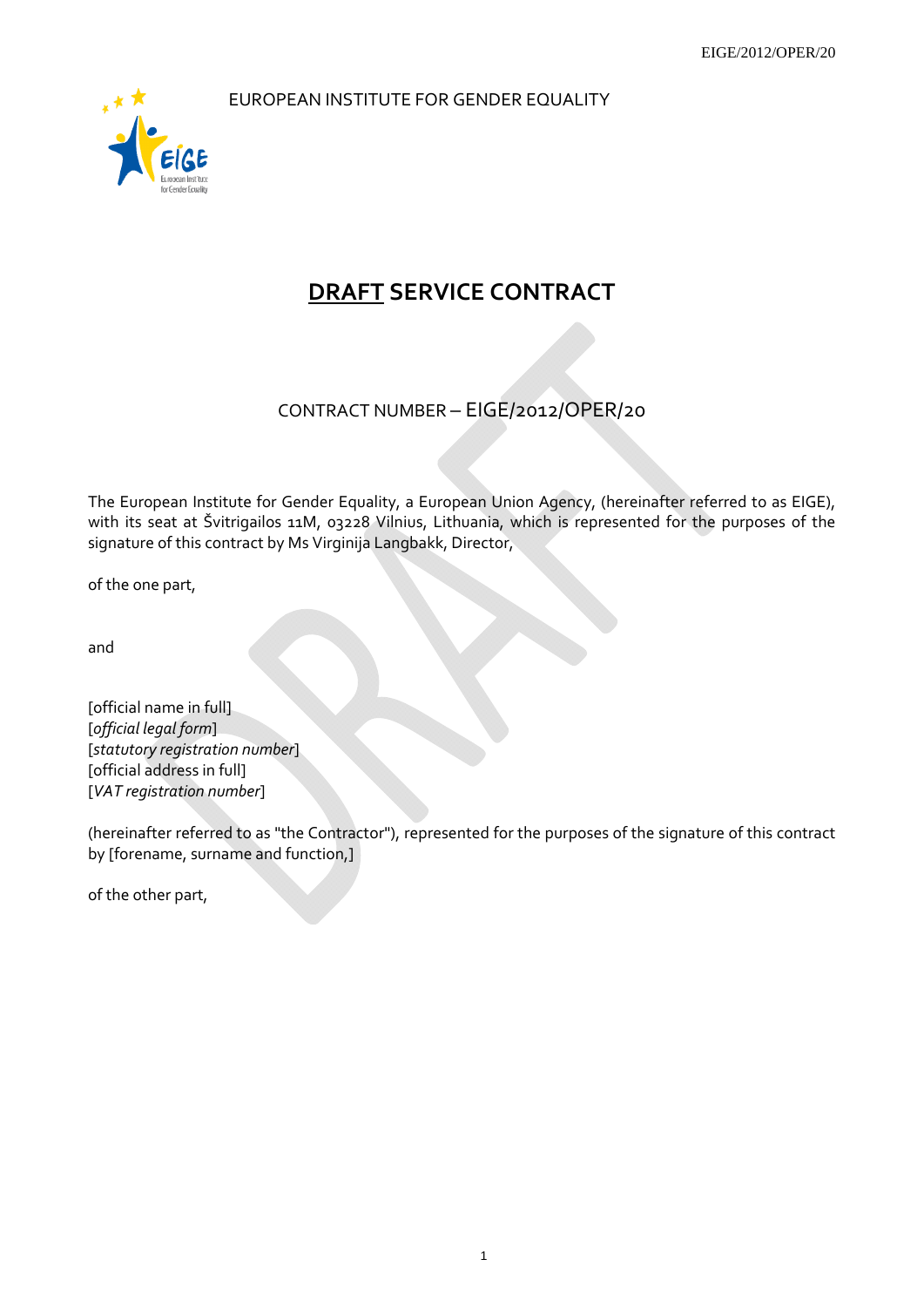EUROPEAN INSTITUTE FOR GENDER EQUALITY

# <u>DRAFT</u> SERVICE CONTRACT

CONTRACT NUMBER – EIGE/2012/OPER/20

The European Institute for Gender Equality, a European Union Agency, (hereinafter referred to as EIGE), with its seat at Švitrigailos 11M, 03228 Vilnius, Lithuania, which is represented for the purposes of the signature of this contract by Ms Virginija Langbakk, Director,

of the one part,

and

[official name in full]
[*official legal form*]
[*statutory registration number*]
[official address in full]
[*VAT registration number*]

(hereinafter referred to as "the Contractor"), represented for the purposes of the signature of this contract by [forename, surname and function,]

of the other part,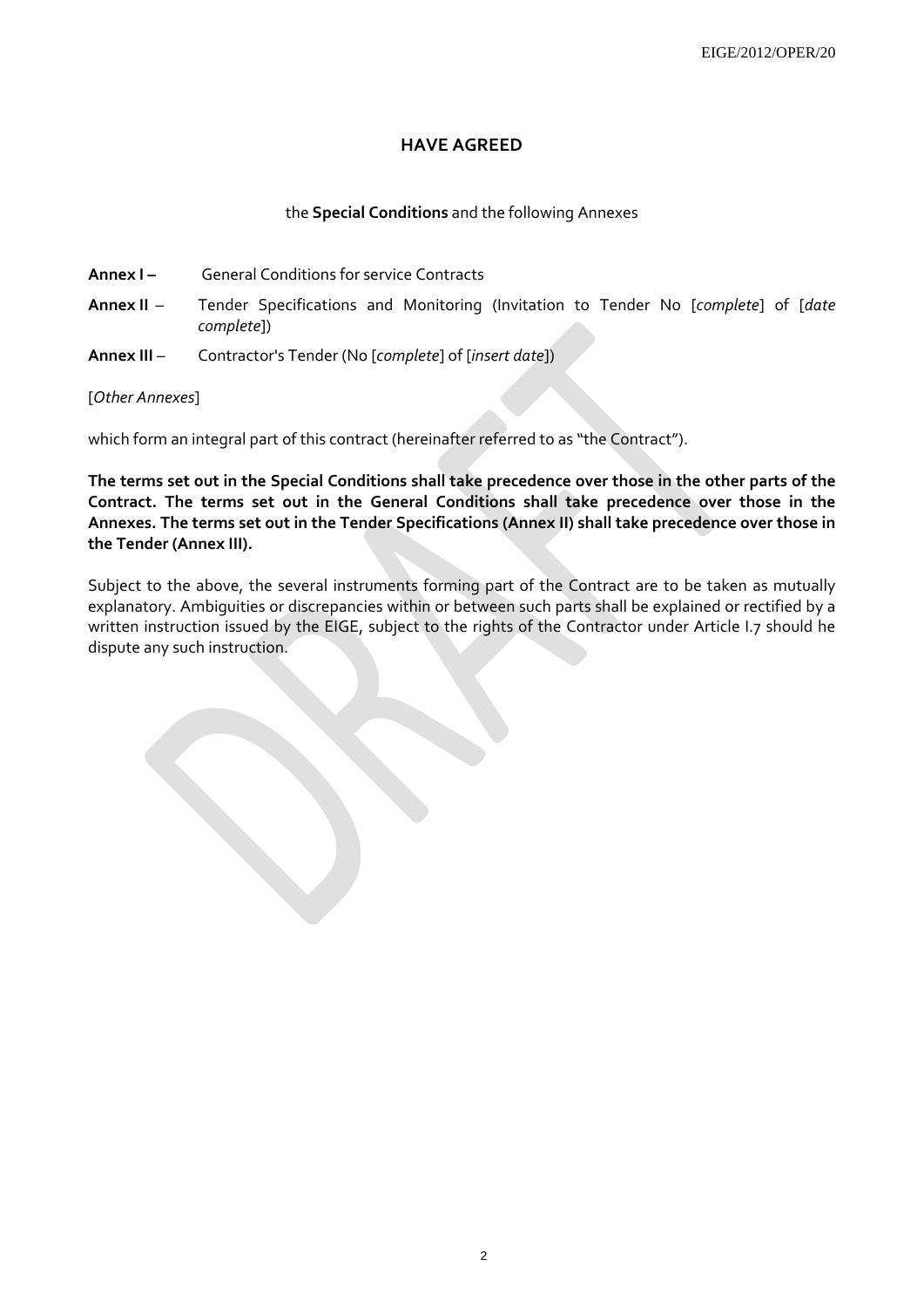## HAVE AGREED

the **Special Conditions** and the following Annexes

**Annex I –** General Conditions for service Contracts

**Annex II** – Tender Specifications and Monitoring (Invitation to Tender No [*complete*] of [*date complete*])

**Annex III** – Contractor's Tender (No [*complete*] of [*insert date*])

[*Other Annexes*]

which form an integral part of this contract (hereinafter referred to as "the Contract").

**The terms set out in the Special Conditions shall take precedence over those in the other parts of the Contract. The terms set out in the General Conditions shall take precedence over those in the Annexes. The terms set out in the Tender Specifications (Annex II) shall take precedence over those in the Tender (Annex III).**

Subject to the above, the several instruments forming part of the Contract are to be taken as mutually explanatory. Ambiguities or discrepancies within or between such parts shall be explained or rectified by a written instruction issued by the EIGE, subject to the rights of the Contractor under Article I.7 should he dispute any such instruction.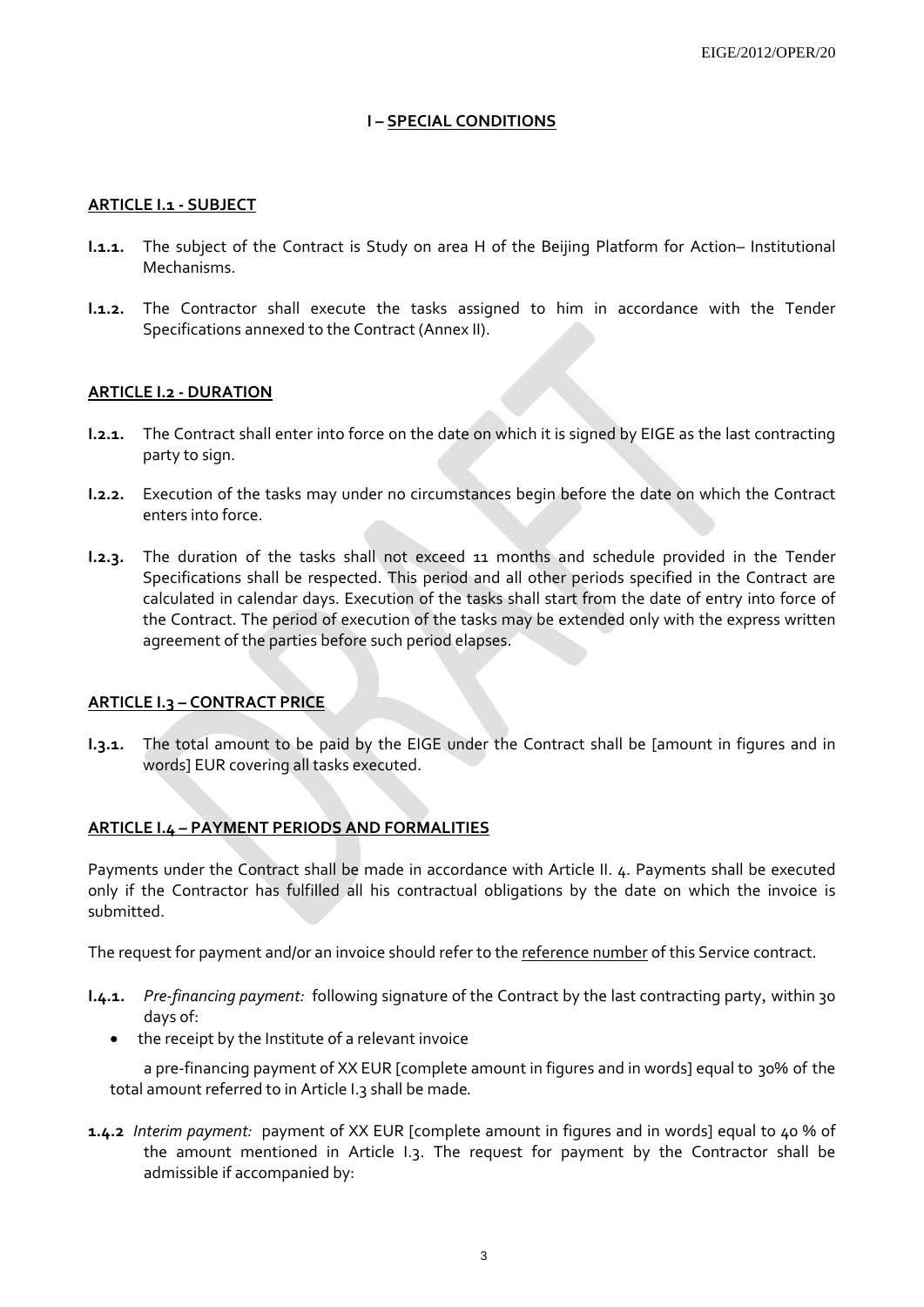# I – SPECIAL CONDITIONS

## ARTICLE I.1 - SUBJECT

**I.1.1.** The subject of the Contract is Study on area H of the Beijing Platform for Action– Institutional Mechanisms.

**I.1.2.** The Contractor shall execute the tasks assigned to him in accordance with the Tender Specifications annexed to the Contract (Annex II).

## ARTICLE I.2 - DURATION

**I.2.1.** The Contract shall enter into force on the date on which it is signed by EIGE as the last contracting party to sign.

**I.2.2.** Execution of the tasks may under no circumstances begin before the date on which the Contract enters into force.

**I.2.3.** The duration of the tasks shall not exceed 11 months and schedule provided in the Tender Specifications shall be respected. This period and all other periods specified in the Contract are calculated in calendar days. Execution of the tasks shall start from the date of entry into force of the Contract. The period of execution of the tasks may be extended only with the express written agreement of the parties before such period elapses.

## ARTICLE I.3 – CONTRACT PRICE

**I.3.1.** The total amount to be paid by the EIGE under the Contract shall be [amount in figures and in words] EUR covering all tasks executed.

## ARTICLE I.4 – PAYMENT PERIODS AND FORMALITIES

Payments under the Contract shall be made in accordance with Article II. 4. Payments shall be executed only if the Contractor has fulfilled all his contractual obligations by the date on which the invoice is submitted.

The request for payment and/or an invoice should refer to the reference number of this Service contract.

**I.4.1.** *Pre-financing payment:* following signature of the Contract by the last contracting party, within 30 days of:

- the receipt by the Institute of a relevant invoice

a pre-financing payment of XX EUR [complete amount in figures and in words] equal to 30% of the total amount referred to in Article I.3 shall be made.

**1.4.2** *Interim payment:* payment of XX EUR [complete amount in figures and in words] equal to 40 % of the amount mentioned in Article I.3. The request for payment by the Contractor shall be admissible if accompanied by: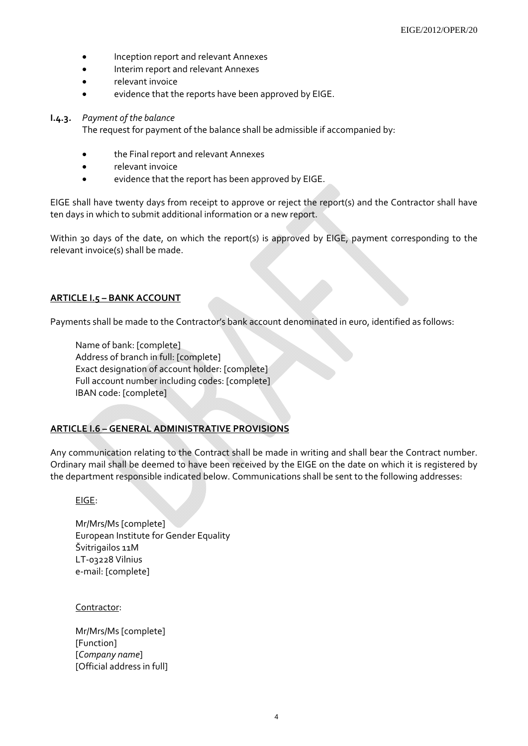- Inception report and relevant Annexes
- Interim report and relevant Annexes
- relevant invoice
- evidence that the reports have been approved by EIGE.

**I.4.3.** *Payment of the balance*

The request for payment of the balance shall be admissible if accompanied by:

- the Final report and relevant Annexes
- relevant invoice
- evidence that the report has been approved by EIGE.

EIGE shall have twenty days from receipt to approve or reject the report(s) and the Contractor shall have ten days in which to submit additional information or a new report.

Within 30 days of the date, on which the report(s) is approved by EIGE, payment corresponding to the relevant invoice(s) shall be made.

## ARTICLE I.5 – BANK ACCOUNT

Payments shall be made to the Contractor's bank account denominated in euro, identified as follows:

Name of bank: [complete]
Address of branch in full: [complete]
Exact designation of account holder: [complete]
Full account number including codes: [complete]
IBAN code: [complete]

## ARTICLE I.6 – GENERAL ADMINISTRATIVE PROVISIONS

Any communication relating to the Contract shall be made in writing and shall bear the Contract number. Ordinary mail shall be deemed to have been received by the EIGE on the date on which it is registered by the department responsible indicated below. Communications shall be sent to the following addresses:

EIGE:

Mr/Mrs/Ms [complete]
European Institute for Gender Equality
Švitrigailos 11M
LT-03228 Vilnius
e-mail: [complete]

Contractor:

Mr/Mrs/Ms [complete]
[Function]
[*Company name*]
[Official address in full]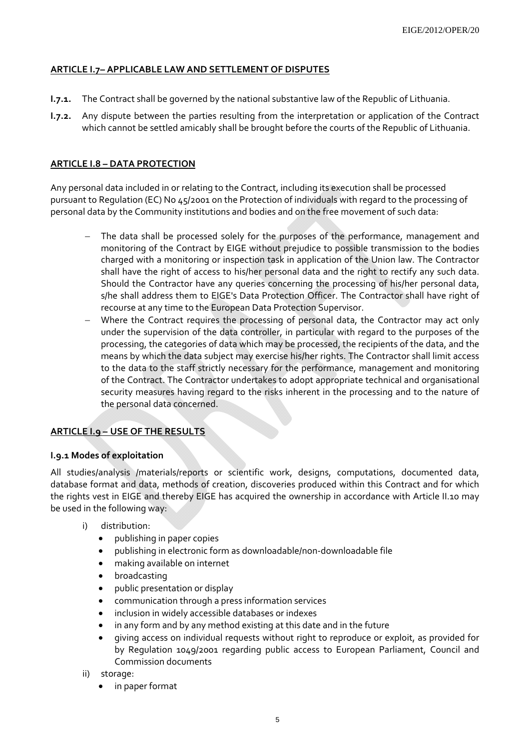## ARTICLE I.7– APPLICABLE LAW AND SETTLEMENT OF DISPUTES

**I.7.1.** The Contract shall be governed by the national substantive law of the Republic of Lithuania.

**I.7.2.** Any dispute between the parties resulting from the interpretation or application of the Contract which cannot be settled amicably shall be brought before the courts of the Republic of Lithuania.

## ARTICLE I.8 – DATA PROTECTION

Any personal data included in or relating to the Contract, including its execution shall be processed pursuant to Regulation (EC) No 45/2001 on the Protection of individuals with regard to the processing of personal data by the Community institutions and bodies and on the free movement of such data:

- The data shall be processed solely for the purposes of the performance, management and monitoring of the Contract by EIGE without prejudice to possible transmission to the bodies charged with a monitoring or inspection task in application of the Union law. The Contractor shall have the right of access to his/her personal data and the right to rectify any such data. Should the Contractor have any queries concerning the processing of his/her personal data, s/he shall address them to EIGE's Data Protection Officer. The Contractor shall have right of recourse at any time to the European Data Protection Supervisor.
- Where the Contract requires the processing of personal data, the Contractor may act only under the supervision of the data controller, in particular with regard to the purposes of the processing, the categories of data which may be processed, the recipients of the data, and the means by which the data subject may exercise his/her rights. The Contractor shall limit access to the data to the staff strictly necessary for the performance, management and monitoring of the Contract. The Contractor undertakes to adopt appropriate technical and organisational security measures having regard to the risks inherent in the processing and to the nature of the personal data concerned.

## ARTICLE I.9 – USE OF THE RESULTS

### I.9.1 Modes of exploitation

All studies/analysis /materials/reports or scientific work, designs, computations, documented data, database format and data, methods of creation, discoveries produced within this Contract and for which the rights vest in EIGE and thereby EIGE has acquired the ownership in accordance with Article II.10 may be used in the following way:

i) distribution:
   - publishing in paper copies
   - publishing in electronic form as downloadable/non-downloadable file
   - making available on internet
   - broadcasting
   - public presentation or display
   - communication through a press information services
   - inclusion in widely accessible databases or indexes
   - in any form and by any method existing at this date and in the future
   - giving access on individual requests without right to reproduce or exploit, as provided for by Regulation 1049/2001 regarding public access to European Parliament, Council and Commission documents

ii) storage:
   - in paper format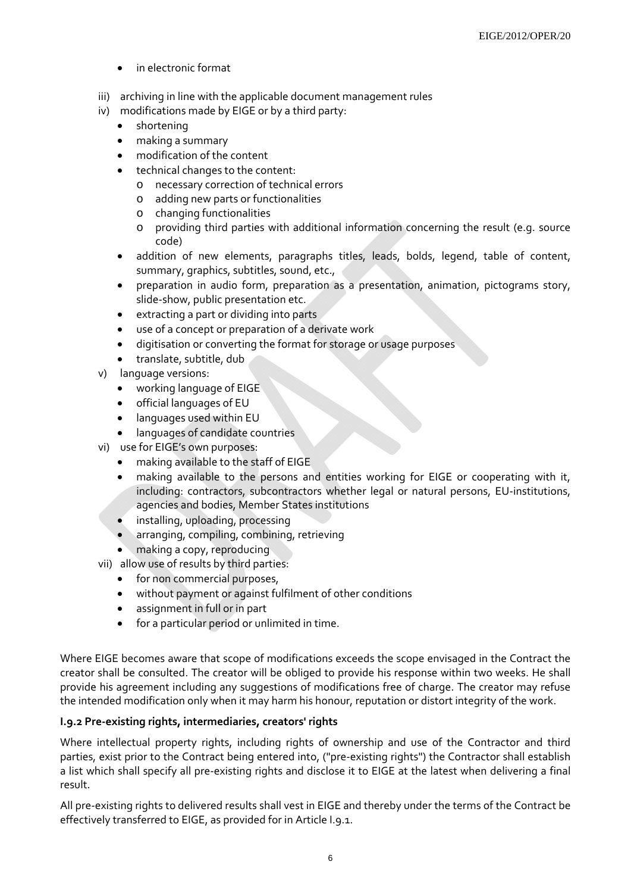- in electronic format

iii) archiving in line with the applicable document management rules

iv) modifications made by EIGE or by a third party:
  - shortening
  - making a summary
  - modification of the content
  - technical changes to the content:
    - necessary correction of technical errors
    - adding new parts or functionalities
    - changing functionalities
    - providing third parties with additional information concerning the result (e.g. source code)
  - addition of new elements, paragraphs titles, leads, bolds, legend, table of content, summary, graphics, subtitles, sound, etc.,
  - preparation in audio form, preparation as a presentation, animation, pictograms story, slide-show, public presentation etc.
  - extracting a part or dividing into parts
  - use of a concept or preparation of a derivate work
  - digitisation or converting the format for storage or usage purposes
  - translate, subtitle, dub

v) language versions:
  - working language of EIGE
  - official languages of EU
  - languages used within EU
  - languages of candidate countries

vi) use for EIGE's own purposes:
  - making available to the staff of EIGE
  - making available to the persons and entities working for EIGE or cooperating with it, including: contractors, subcontractors whether legal or natural persons, EU-institutions, agencies and bodies, Member States institutions
  - installing, uploading, processing
  - arranging, compiling, combining, retrieving
  - making a copy, reproducing

vii) allow use of results by third parties:
  - for non commercial purposes,
  - without payment or against fulfilment of other conditions
  - assignment in full or in part
  - for a particular period or unlimited in time.

Where EIGE becomes aware that scope of modifications exceeds the scope envisaged in the Contract the creator shall be consulted. The creator will be obliged to provide his response within two weeks. He shall provide his agreement including any suggestions of modifications free of charge. The creator may refuse the intended modification only when it may harm his honour, reputation or distort integrity of the work.

**I.9.2 Pre-existing rights, intermediaries, creators' rights**

Where intellectual property rights, including rights of ownership and use of the Contractor and third parties, exist prior to the Contract being entered into, ("pre-existing rights") the Contractor shall establish a list which shall specify all pre-existing rights and disclose it to EIGE at the latest when delivering a final result.

All pre-existing rights to delivered results shall vest in EIGE and thereby under the terms of the Contract be effectively transferred to EIGE, as provided for in Article I.9.1.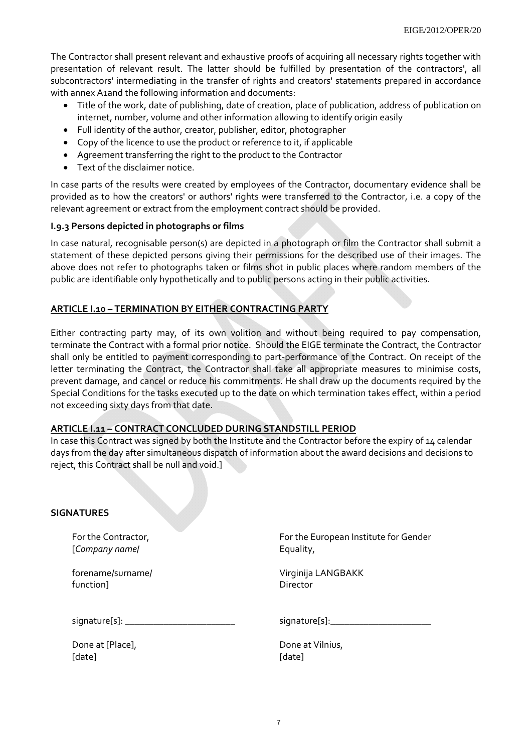The Contractor shall present relevant and exhaustive proofs of acquiring all necessary rights together with presentation of relevant result. The latter should be fulfilled by presentation of the contractors', all subcontractors' intermediating in the transfer of rights and creators' statements prepared in accordance with annex A1and the following information and documents:

- Title of the work, date of publishing, date of creation, place of publication, address of publication on internet, number, volume and other information allowing to identify origin easily
- Full identity of the author, creator, publisher, editor, photographer
- Copy of the licence to use the product or reference to it, if applicable
- Agreement transferring the right to the product to the Contractor
- Text of the disclaimer notice.

In case parts of the results were created by employees of the Contractor, documentary evidence shall be provided as to how the creators' or authors' rights were transferred to the Contractor, i.e. a copy of the relevant agreement or extract from the employment contract should be provided.

### I.9.3 Persons depicted in photographs or films

In case natural, recognisable person(s) are depicted in a photograph or film the Contractor shall submit a statement of these depicted persons giving their permissions for the described use of their images. The above does not refer to photographs taken or films shot in public places where random members of the public are identifiable only hypothetically and to public persons acting in their public activities.

## ARTICLE I.10 – TERMINATION BY EITHER CONTRACTING PARTY

Either contracting party may, of its own volition and without being required to pay compensation, terminate the Contract with a formal prior notice. Should the EIGE terminate the Contract, the Contractor shall only be entitled to payment corresponding to part-performance of the Contract. On receipt of the letter terminating the Contract, the Contractor shall take all appropriate measures to minimise costs, prevent damage, and cancel or reduce his commitments. He shall draw up the documents required by the Special Conditions for the tasks executed up to the date on which termination takes effect, within a period not exceeding sixty days from that date.

## ARTICLE I.11 – CONTRACT CONCLUDED DURING STANDSTILL PERIOD

In case this Contract was signed by both the Institute and the Contractor before the expiry of 14 calendar days from the day after simultaneous dispatch of information about the award decisions and decisions to reject, this Contract shall be null and void.]

**SIGNATURES**

For the Contractor,
[*Company name*/

forename/surname/
function]

signature[s]: _______________________

Done at [Place],
[date]

For the European Institute for Gender Equality,

Virginija LANGBAKK
Director

signature[s]:_____________________

Done at Vilnius,
[date]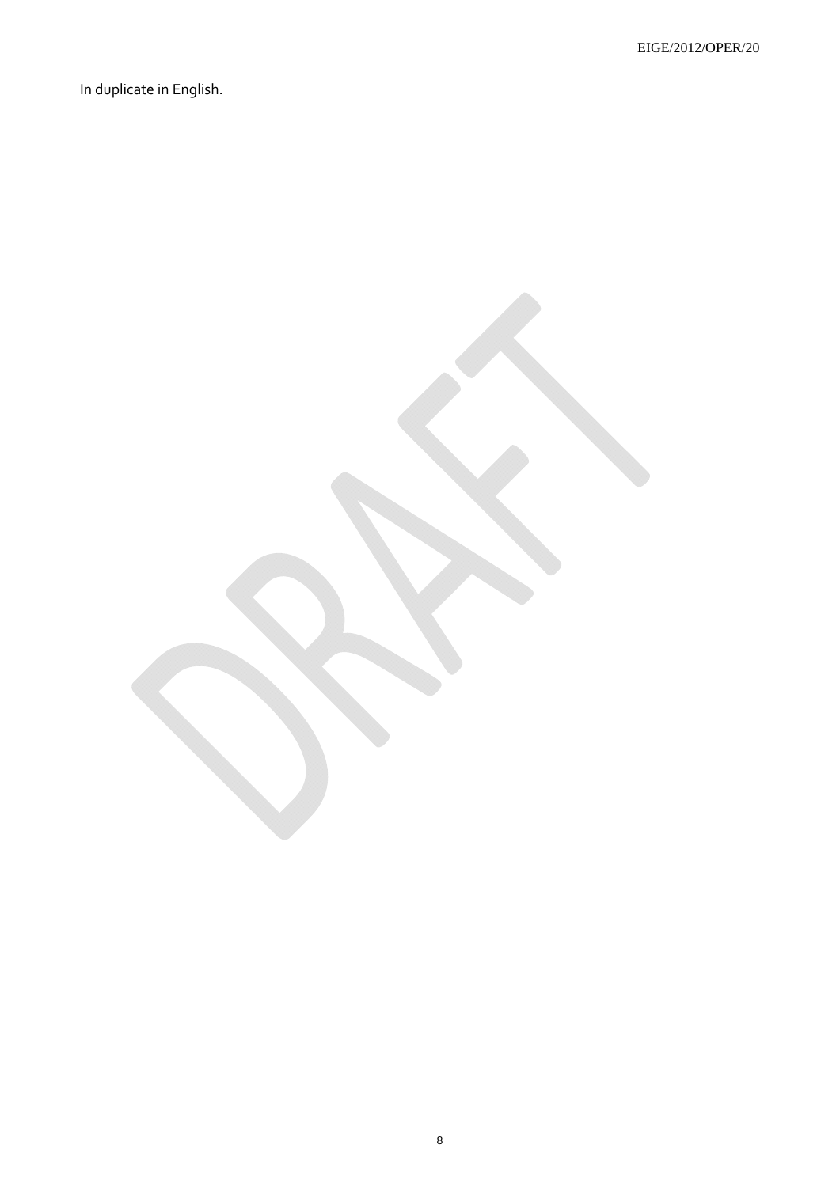In duplicate in English.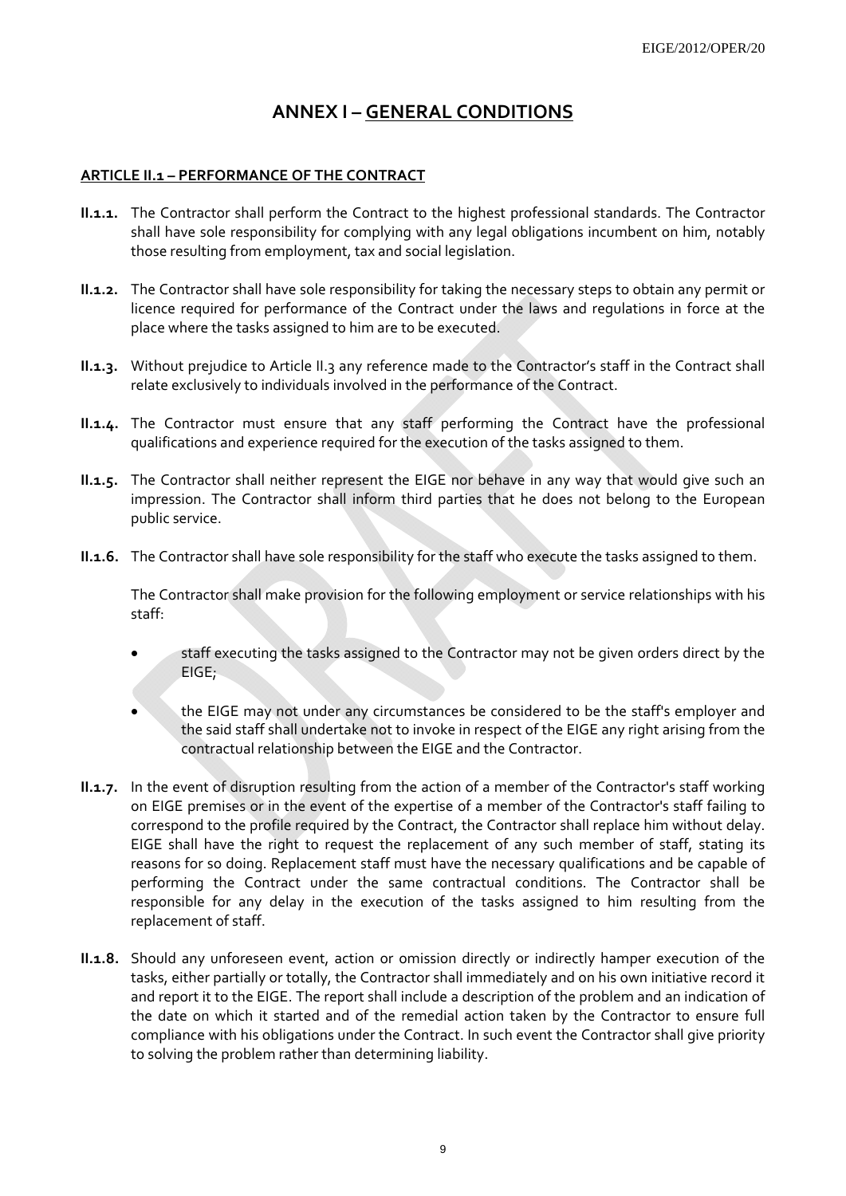# ANNEX I – GENERAL CONDITIONS

## ARTICLE II.1 – PERFORMANCE OF THE CONTRACT

**II.1.1.** The Contractor shall perform the Contract to the highest professional standards. The Contractor shall have sole responsibility for complying with any legal obligations incumbent on him, notably those resulting from employment, tax and social legislation.

**II.1.2.** The Contractor shall have sole responsibility for taking the necessary steps to obtain any permit or licence required for performance of the Contract under the laws and regulations in force at the place where the tasks assigned to him are to be executed.

**II.1.3.** Without prejudice to Article II.3 any reference made to the Contractor's staff in the Contract shall relate exclusively to individuals involved in the performance of the Contract.

**II.1.4.** The Contractor must ensure that any staff performing the Contract have the professional qualifications and experience required for the execution of the tasks assigned to them.

**II.1.5.** The Contractor shall neither represent the EIGE nor behave in any way that would give such an impression. The Contractor shall inform third parties that he does not belong to the European public service.

**II.1.6.** The Contractor shall have sole responsibility for the staff who execute the tasks assigned to them.

The Contractor shall make provision for the following employment or service relationships with his staff:

- staff executing the tasks assigned to the Contractor may not be given orders direct by the EIGE;
- the EIGE may not under any circumstances be considered to be the staff's employer and the said staff shall undertake not to invoke in respect of the EIGE any right arising from the contractual relationship between the EIGE and the Contractor.

**II.1.7.** In the event of disruption resulting from the action of a member of the Contractor's staff working on EIGE premises or in the event of the expertise of a member of the Contractor's staff failing to correspond to the profile required by the Contract, the Contractor shall replace him without delay. EIGE shall have the right to request the replacement of any such member of staff, stating its reasons for so doing. Replacement staff must have the necessary qualifications and be capable of performing the Contract under the same contractual conditions. The Contractor shall be responsible for any delay in the execution of the tasks assigned to him resulting from the replacement of staff.

**II.1.8.** Should any unforeseen event, action or omission directly or indirectly hamper execution of the tasks, either partially or totally, the Contractor shall immediately and on his own initiative record it and report it to the EIGE. The report shall include a description of the problem and an indication of the date on which it started and of the remedial action taken by the Contractor to ensure full compliance with his obligations under the Contract. In such event the Contractor shall give priority to solving the problem rather than determining liability.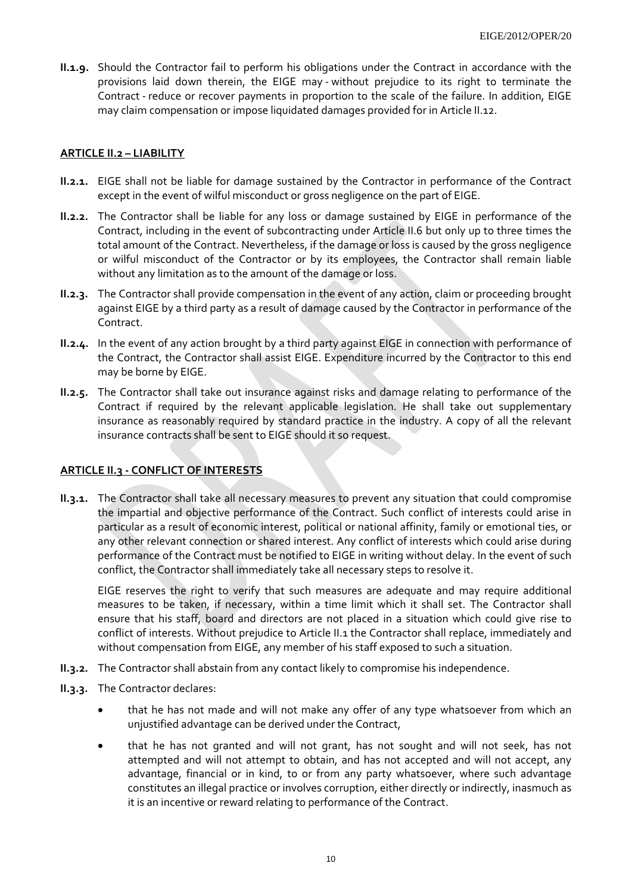**II.1.9.** Should the Contractor fail to perform his obligations under the Contract in accordance with the provisions laid down therein, the EIGE may - without prejudice to its right to terminate the Contract - reduce or recover payments in proportion to the scale of the failure. In addition, EIGE may claim compensation or impose liquidated damages provided for in Article II.12.

## ARTICLE II.2 – LIABILITY

**II.2.1.** EIGE shall not be liable for damage sustained by the Contractor in performance of the Contract except in the event of wilful misconduct or gross negligence on the part of EIGE.

**II.2.2.** The Contractor shall be liable for any loss or damage sustained by EIGE in performance of the Contract, including in the event of subcontracting under Article II.6 but only up to three times the total amount of the Contract. Nevertheless, if the damage or loss is caused by the gross negligence or wilful misconduct of the Contractor or by its employees, the Contractor shall remain liable without any limitation as to the amount of the damage or loss.

**II.2.3.** The Contractor shall provide compensation in the event of any action, claim or proceeding brought against EIGE by a third party as a result of damage caused by the Contractor in performance of the Contract.

**II.2.4.** In the event of any action brought by a third party against EIGE in connection with performance of the Contract, the Contractor shall assist EIGE. Expenditure incurred by the Contractor to this end may be borne by EIGE.

**II.2.5.** The Contractor shall take out insurance against risks and damage relating to performance of the Contract if required by the relevant applicable legislation. He shall take out supplementary insurance as reasonably required by standard practice in the industry. A copy of all the relevant insurance contracts shall be sent to EIGE should it so request.

## ARTICLE II.3 - CONFLICT OF INTERESTS

**II.3.1.** The Contractor shall take all necessary measures to prevent any situation that could compromise the impartial and objective performance of the Contract. Such conflict of interests could arise in particular as a result of economic interest, political or national affinity, family or emotional ties, or any other relevant connection or shared interest. Any conflict of interests which could arise during performance of the Contract must be notified to EIGE in writing without delay. In the event of such conflict, the Contractor shall immediately take all necessary steps to resolve it.

EIGE reserves the right to verify that such measures are adequate and may require additional measures to be taken, if necessary, within a time limit which it shall set. The Contractor shall ensure that his staff, board and directors are not placed in a situation which could give rise to conflict of interests. Without prejudice to Article II.1 the Contractor shall replace, immediately and without compensation from EIGE, any member of his staff exposed to such a situation.

**II.3.2.** The Contractor shall abstain from any contact likely to compromise his independence.

**II.3.3.** The Contractor declares:

- that he has not made and will not make any offer of any type whatsoever from which an unjustified advantage can be derived under the Contract,
- that he has not granted and will not grant, has not sought and will not seek, has not attempted and will not attempt to obtain, and has not accepted and will not accept, any advantage, financial or in kind, to or from any party whatsoever, where such advantage constitutes an illegal practice or involves corruption, either directly or indirectly, inasmuch as it is an incentive or reward relating to performance of the Contract.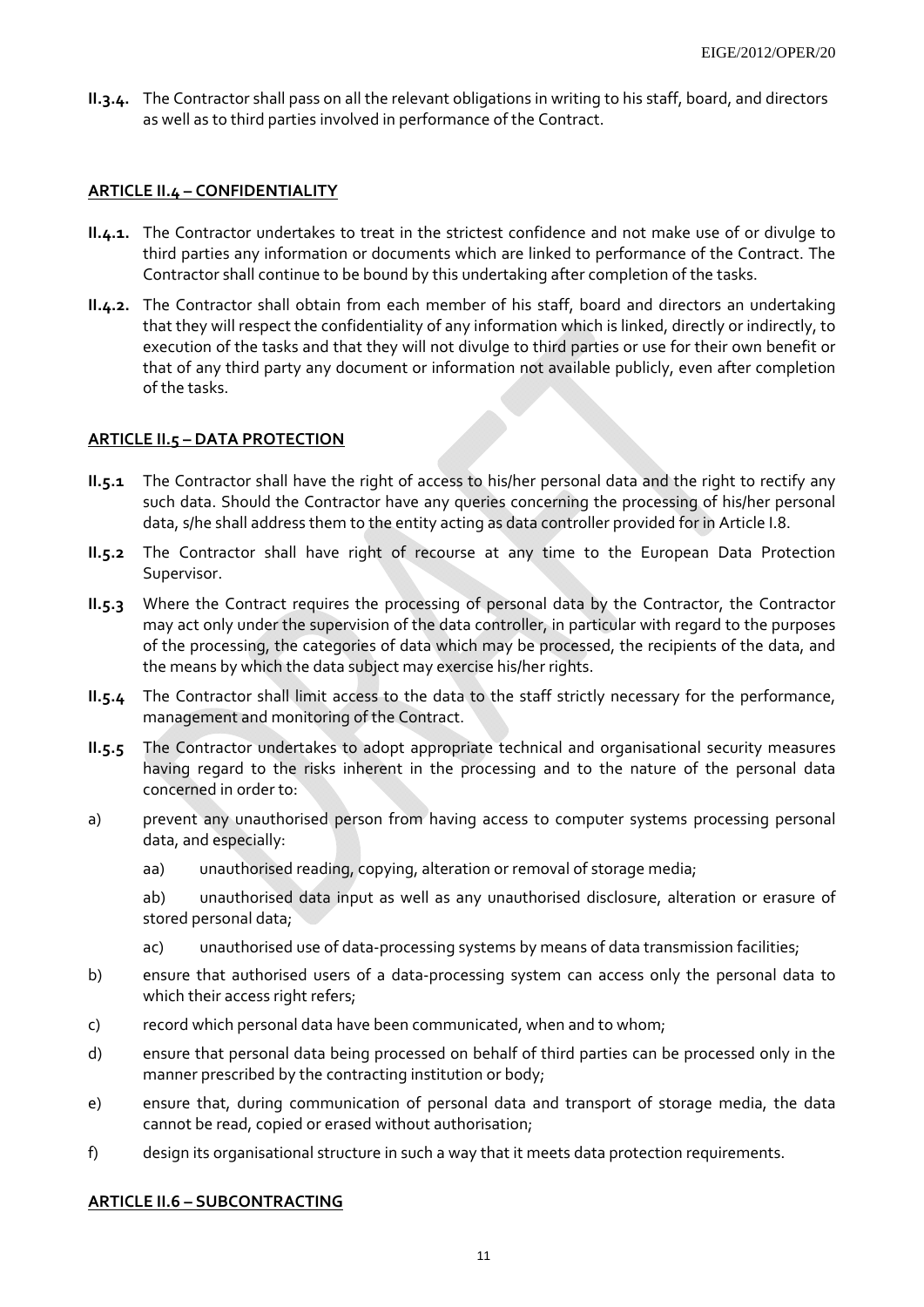**II.3.4.** The Contractor shall pass on all the relevant obligations in writing to his staff, board, and directors as well as to third parties involved in performance of the Contract.

## ARTICLE II.4 – CONFIDENTIALITY

**II.4.1.** The Contractor undertakes to treat in the strictest confidence and not make use of or divulge to third parties any information or documents which are linked to performance of the Contract. The Contractor shall continue to be bound by this undertaking after completion of the tasks.

**II.4.2.** The Contractor shall obtain from each member of his staff, board and directors an undertaking that they will respect the confidentiality of any information which is linked, directly or indirectly, to execution of the tasks and that they will not divulge to third parties or use for their own benefit or that of any third party any document or information not available publicly, even after completion of the tasks.

## ARTICLE II.5 – DATA PROTECTION

**II.5.1** The Contractor shall have the right of access to his/her personal data and the right to rectify any such data. Should the Contractor have any queries concerning the processing of his/her personal data, s/he shall address them to the entity acting as data controller provided for in Article I.8.

**II.5.2** The Contractor shall have right of recourse at any time to the European Data Protection Supervisor.

**II.5.3** Where the Contract requires the processing of personal data by the Contractor, the Contractor may act only under the supervision of the data controller, in particular with regard to the purposes of the processing, the categories of data which may be processed, the recipients of the data, and the means by which the data subject may exercise his/her rights.

**II.5.4** The Contractor shall limit access to the data to the staff strictly necessary for the performance, management and monitoring of the Contract.

**II.5.5** The Contractor undertakes to adopt appropriate technical and organisational security measures having regard to the risks inherent in the processing and to the nature of the personal data concerned in order to:

a) prevent any unauthorised person from having access to computer systems processing personal data, and especially:

  aa) unauthorised reading, copying, alteration or removal of storage media;

  ab) unauthorised data input as well as any unauthorised disclosure, alteration or erasure of stored personal data;

  ac) unauthorised use of data-processing systems by means of data transmission facilities;

b) ensure that authorised users of a data-processing system can access only the personal data to which their access right refers;

c) record which personal data have been communicated, when and to whom;

d) ensure that personal data being processed on behalf of third parties can be processed only in the manner prescribed by the contracting institution or body;

e) ensure that, during communication of personal data and transport of storage media, the data cannot be read, copied or erased without authorisation;

f) design its organisational structure in such a way that it meets data protection requirements.

## ARTICLE II.6 – SUBCONTRACTING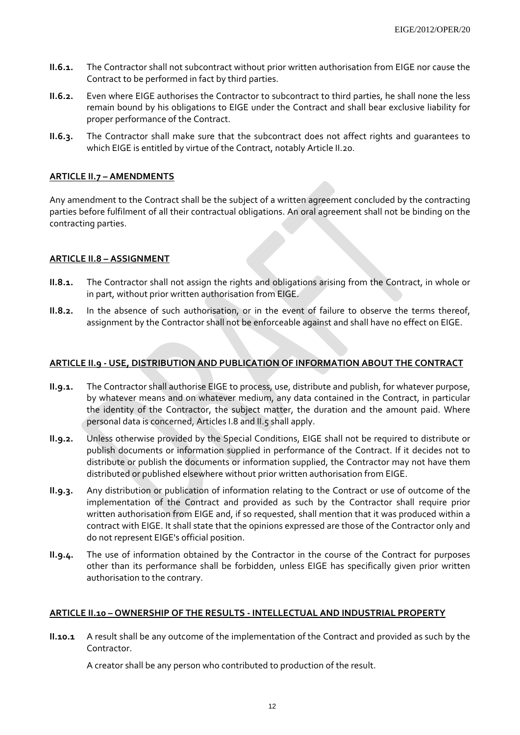**II.6.1.** The Contractor shall not subcontract without prior written authorisation from EIGE nor cause the Contract to be performed in fact by third parties.

**II.6.2.** Even where EIGE authorises the Contractor to subcontract to third parties, he shall none the less remain bound by his obligations to EIGE under the Contract and shall bear exclusive liability for proper performance of the Contract.

**II.6.3.** The Contractor shall make sure that the subcontract does not affect rights and guarantees to which EIGE is entitled by virtue of the Contract, notably Article II.20.

**ARTICLE II.7 – AMENDMENTS**

Any amendment to the Contract shall be the subject of a written agreement concluded by the contracting parties before fulfilment of all their contractual obligations. An oral agreement shall not be binding on the contracting parties.

**ARTICLE II.8 – ASSIGNMENT**

**II.8.1.** The Contractor shall not assign the rights and obligations arising from the Contract, in whole or in part, without prior written authorisation from EIGE.

**II.8.2.** In the absence of such authorisation, or in the event of failure to observe the terms thereof, assignment by the Contractor shall not be enforceable against and shall have no effect on EIGE.

**ARTICLE II.9 - USE, DISTRIBUTION AND PUBLICATION OF INFORMATION ABOUT THE CONTRACT**

**II.9.1.** The Contractor shall authorise EIGE to process, use, distribute and publish, for whatever purpose, by whatever means and on whatever medium, any data contained in the Contract, in particular the identity of the Contractor, the subject matter, the duration and the amount paid. Where personal data is concerned, Articles I.8 and II.5 shall apply.

**II.9.2.** Unless otherwise provided by the Special Conditions, EIGE shall not be required to distribute or publish documents or information supplied in performance of the Contract. If it decides not to distribute or publish the documents or information supplied, the Contractor may not have them distributed or published elsewhere without prior written authorisation from EIGE.

**II.9.3.** Any distribution or publication of information relating to the Contract or use of outcome of the implementation of the Contract and provided as such by the Contractor shall require prior written authorisation from EIGE and, if so requested, shall mention that it was produced within a contract with EIGE. It shall state that the opinions expressed are those of the Contractor only and do not represent EIGE's official position.

**II.9.4.** The use of information obtained by the Contractor in the course of the Contract for purposes other than its performance shall be forbidden, unless EIGE has specifically given prior written authorisation to the contrary.

**ARTICLE II.10 – OWNERSHIP OF THE RESULTS - INTELLECTUAL AND INDUSTRIAL PROPERTY**

**II.10.1** A result shall be any outcome of the implementation of the Contract and provided as such by the Contractor.

A creator shall be any person who contributed to production of the result.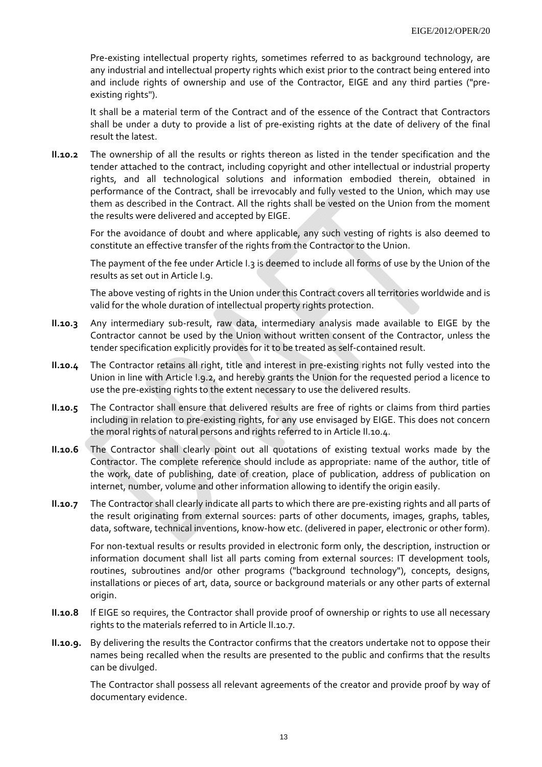Pre-existing intellectual property rights, sometimes referred to as background technology, are any industrial and intellectual property rights which exist prior to the contract being entered into and include rights of ownership and use of the Contractor, EIGE and any third parties ("pre-existing rights").

It shall be a material term of the Contract and of the essence of the Contract that Contractors shall be under a duty to provide a list of pre-existing rights at the date of delivery of the final result the latest.

**II.10.2** The ownership of all the results or rights thereon as listed in the tender specification and the tender attached to the contract, including copyright and other intellectual or industrial property rights, and all technological solutions and information embodied therein, obtained in performance of the Contract, shall be irrevocably and fully vested to the Union, which may use them as described in the Contract. All the rights shall be vested on the Union from the moment the results were delivered and accepted by EIGE.

For the avoidance of doubt and where applicable, any such vesting of rights is also deemed to constitute an effective transfer of the rights from the Contractor to the Union.

The payment of the fee under Article I.3 is deemed to include all forms of use by the Union of the results as set out in Article I.9.

The above vesting of rights in the Union under this Contract covers all territories worldwide and is valid for the whole duration of intellectual property rights protection.

**II.10.3** Any intermediary sub-result, raw data, intermediary analysis made available to EIGE by the Contractor cannot be used by the Union without written consent of the Contractor, unless the tender specification explicitly provides for it to be treated as self-contained result.

**II.10.4** The Contractor retains all right, title and interest in pre-existing rights not fully vested into the Union in line with Article I.9.2, and hereby grants the Union for the requested period a licence to use the pre-existing rights to the extent necessary to use the delivered results.

**II.10.5** The Contractor shall ensure that delivered results are free of rights or claims from third parties including in relation to pre-existing rights, for any use envisaged by EIGE. This does not concern the moral rights of natural persons and rights referred to in Article II.10.4.

**II.10.6** The Contractor shall clearly point out all quotations of existing textual works made by the Contractor. The complete reference should include as appropriate: name of the author, title of the work, date of publishing, date of creation, place of publication, address of publication on internet, number, volume and other information allowing to identify the origin easily.

**II.10.7** The Contractor shall clearly indicate all parts to which there are pre-existing rights and all parts of the result originating from external sources: parts of other documents, images, graphs, tables, data, software, technical inventions, know-how etc. (delivered in paper, electronic or other form).

For non-textual results or results provided in electronic form only, the description, instruction or information document shall list all parts coming from external sources: IT development tools, routines, subroutines and/or other programs ("background technology"), concepts, designs, installations or pieces of art, data, source or background materials or any other parts of external origin.

**II.10.8** If EIGE so requires, the Contractor shall provide proof of ownership or rights to use all necessary rights to the materials referred to in Article II.10.7.

**II.10.9.** By delivering the results the Contractor confirms that the creators undertake not to oppose their names being recalled when the results are presented to the public and confirms that the results can be divulged.

The Contractor shall possess all relevant agreements of the creator and provide proof by way of documentary evidence.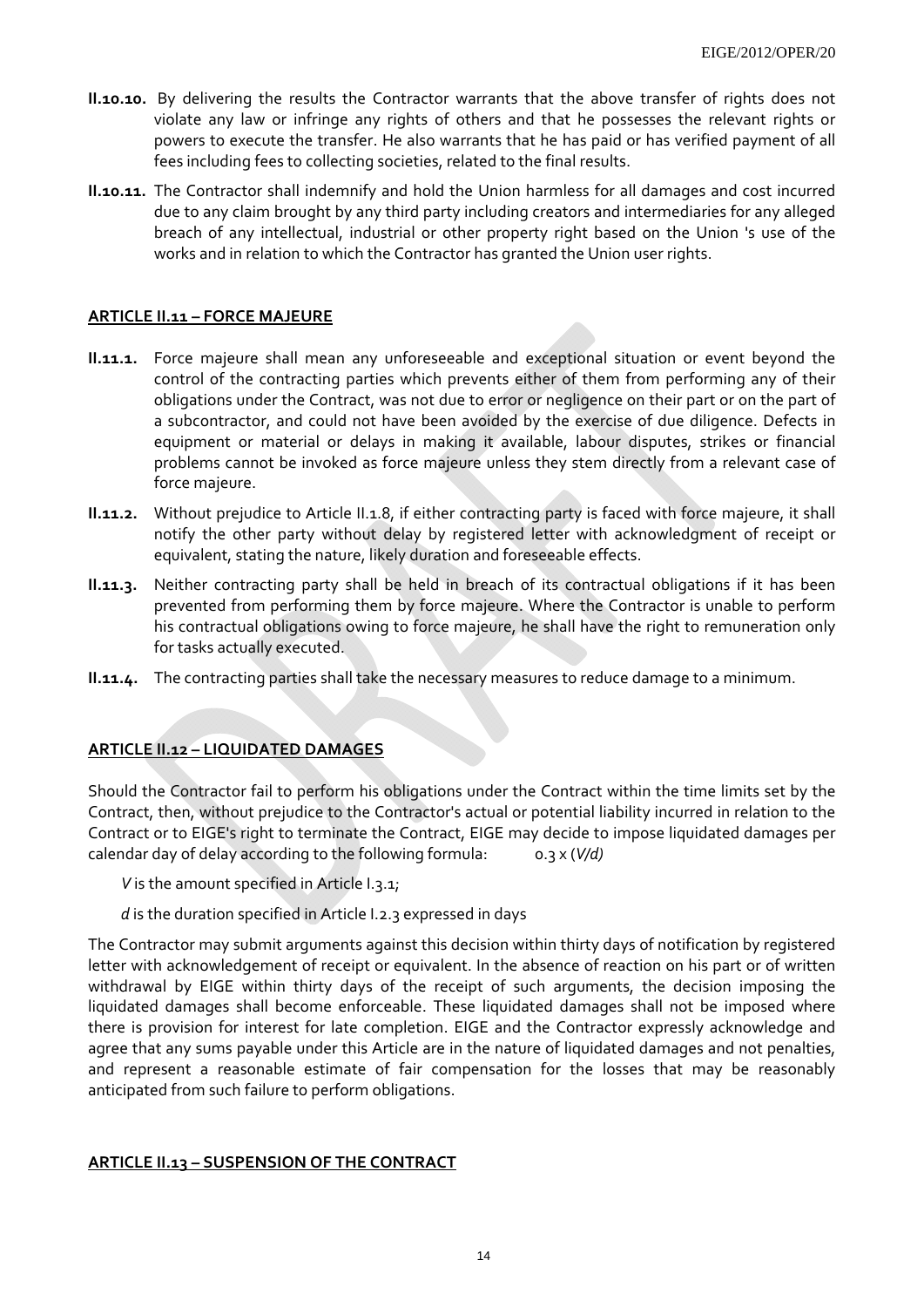**II.10.10.** By delivering the results the Contractor warrants that the above transfer of rights does not violate any law or infringe any rights of others and that he possesses the relevant rights or powers to execute the transfer. He also warrants that he has paid or has verified payment of all fees including fees to collecting societies, related to the final results.

**II.10.11.** The Contractor shall indemnify and hold the Union harmless for all damages and cost incurred due to any claim brought by any third party including creators and intermediaries for any alleged breach of any intellectual, industrial or other property right based on the Union 's use of the works and in relation to which the Contractor has granted the Union user rights.

**ARTICLE II.11 – FORCE MAJEURE**

**II.11.1.** Force majeure shall mean any unforeseeable and exceptional situation or event beyond the control of the contracting parties which prevents either of them from performing any of their obligations under the Contract, was not due to error or negligence on their part or on the part of a subcontractor, and could not have been avoided by the exercise of due diligence. Defects in equipment or material or delays in making it available, labour disputes, strikes or financial problems cannot be invoked as force majeure unless they stem directly from a relevant case of force majeure.

**II.11.2.** Without prejudice to Article II.1.8, if either contracting party is faced with force majeure, it shall notify the other party without delay by registered letter with acknowledgment of receipt or equivalent, stating the nature, likely duration and foreseeable effects.

**II.11.3.** Neither contracting party shall be held in breach of its contractual obligations if it has been prevented from performing them by force majeure. Where the Contractor is unable to perform his contractual obligations owing to force majeure, he shall have the right to remuneration only for tasks actually executed.

**II.11.4.** The contracting parties shall take the necessary measures to reduce damage to a minimum.

**ARTICLE II.12 – LIQUIDATED DAMAGES**

Should the Contractor fail to perform his obligations under the Contract within the time limits set by the Contract, then, without prejudice to the Contractor's actual or potential liability incurred in relation to the Contract or to EIGE's right to terminate the Contract, EIGE may decide to impose liquidated damages per calendar day of delay according to the following formula: $0.3 \times (V/d)$

*V* is the amount specified in Article I.3.1;

*d* is the duration specified in Article I.2.3 expressed in days

The Contractor may submit arguments against this decision within thirty days of notification by registered letter with acknowledgement of receipt or equivalent. In the absence of reaction on his part or of written withdrawal by EIGE within thirty days of the receipt of such arguments, the decision imposing the liquidated damages shall become enforceable. These liquidated damages shall not be imposed where there is provision for interest for late completion. EIGE and the Contractor expressly acknowledge and agree that any sums payable under this Article are in the nature of liquidated damages and not penalties, and represent a reasonable estimate of fair compensation for the losses that may be reasonably anticipated from such failure to perform obligations.

**ARTICLE II.13 – SUSPENSION OF THE CONTRACT**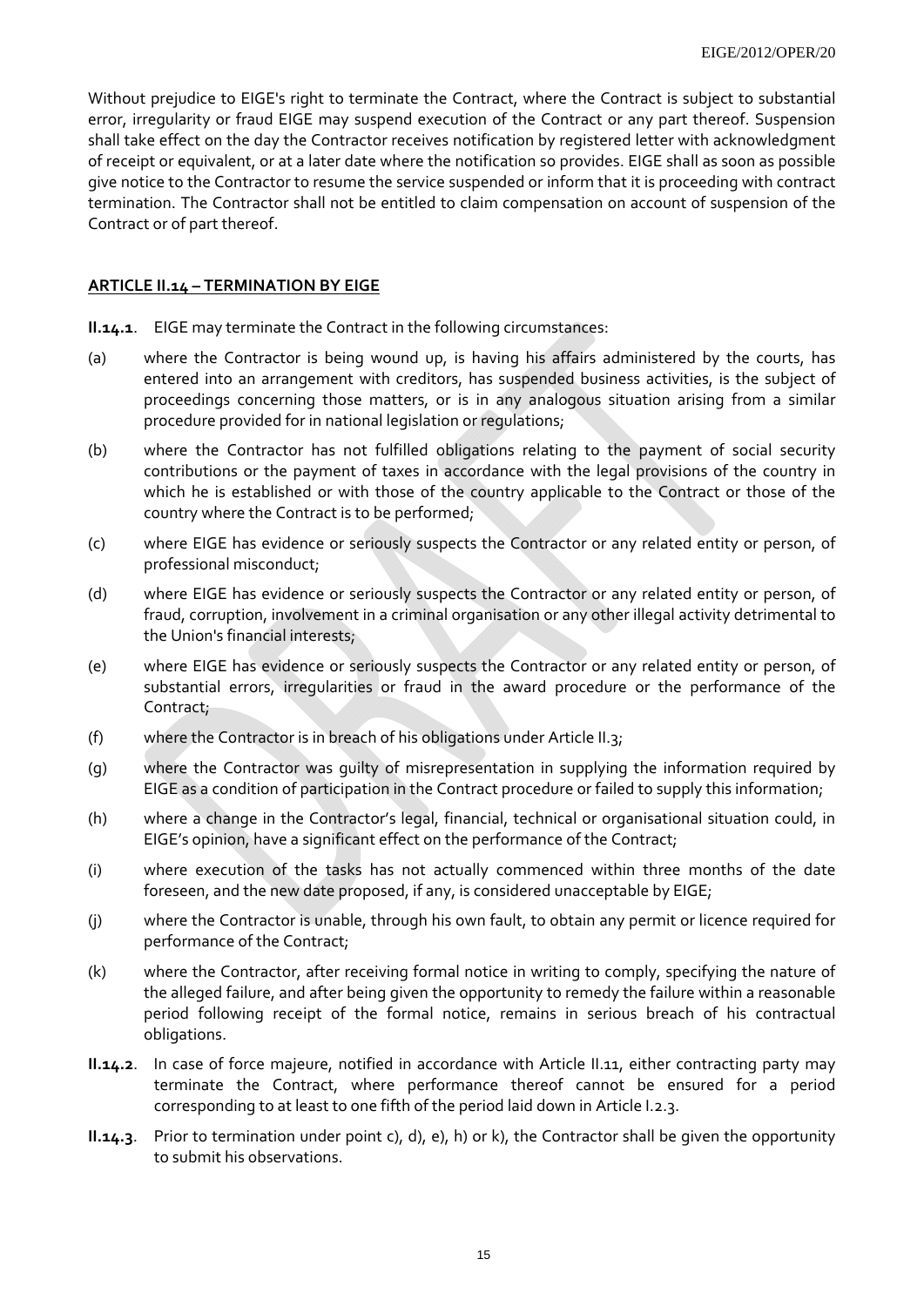Without prejudice to EIGE's right to terminate the Contract, where the Contract is subject to substantial error, irregularity or fraud EIGE may suspend execution of the Contract or any part thereof. Suspension shall take effect on the day the Contractor receives notification by registered letter with acknowledgment of receipt or equivalent, or at a later date where the notification so provides. EIGE shall as soon as possible give notice to the Contractor to resume the service suspended or inform that it is proceeding with contract termination. The Contractor shall not be entitled to claim compensation on account of suspension of the Contract or of part thereof.

## ARTICLE II.14 – TERMINATION BY EIGE

**II.14.1**. EIGE may terminate the Contract in the following circumstances:

(a) where the Contractor is being wound up, is having his affairs administered by the courts, has entered into an arrangement with creditors, has suspended business activities, is the subject of proceedings concerning those matters, or is in any analogous situation arising from a similar procedure provided for in national legislation or regulations;

(b) where the Contractor has not fulfilled obligations relating to the payment of social security contributions or the payment of taxes in accordance with the legal provisions of the country in which he is established or with those of the country applicable to the Contract or those of the country where the Contract is to be performed;

(c) where EIGE has evidence or seriously suspects the Contractor or any related entity or person, of professional misconduct;

(d) where EIGE has evidence or seriously suspects the Contractor or any related entity or person, of fraud, corruption, involvement in a criminal organisation or any other illegal activity detrimental to the Union's financial interests;

(e) where EIGE has evidence or seriously suspects the Contractor or any related entity or person, of substantial errors, irregularities or fraud in the award procedure or the performance of the Contract;

(f) where the Contractor is in breach of his obligations under Article II.3;

(g) where the Contractor was guilty of misrepresentation in supplying the information required by EIGE as a condition of participation in the Contract procedure or failed to supply this information;

(h) where a change in the Contractor's legal, financial, technical or organisational situation could, in EIGE's opinion, have a significant effect on the performance of the Contract;

(i) where execution of the tasks has not actually commenced within three months of the date foreseen, and the new date proposed, if any, is considered unacceptable by EIGE;

(j) where the Contractor is unable, through his own fault, to obtain any permit or licence required for performance of the Contract;

(k) where the Contractor, after receiving formal notice in writing to comply, specifying the nature of the alleged failure, and after being given the opportunity to remedy the failure within a reasonable period following receipt of the formal notice, remains in serious breach of his contractual obligations.

**II.14.2**. In case of force majeure, notified in accordance with Article II.11, either contracting party may terminate the Contract, where performance thereof cannot be ensured for a period corresponding to at least to one fifth of the period laid down in Article I.2.3.

**II.14.3**. Prior to termination under point c), d), e), h) or k), the Contractor shall be given the opportunity to submit his observations.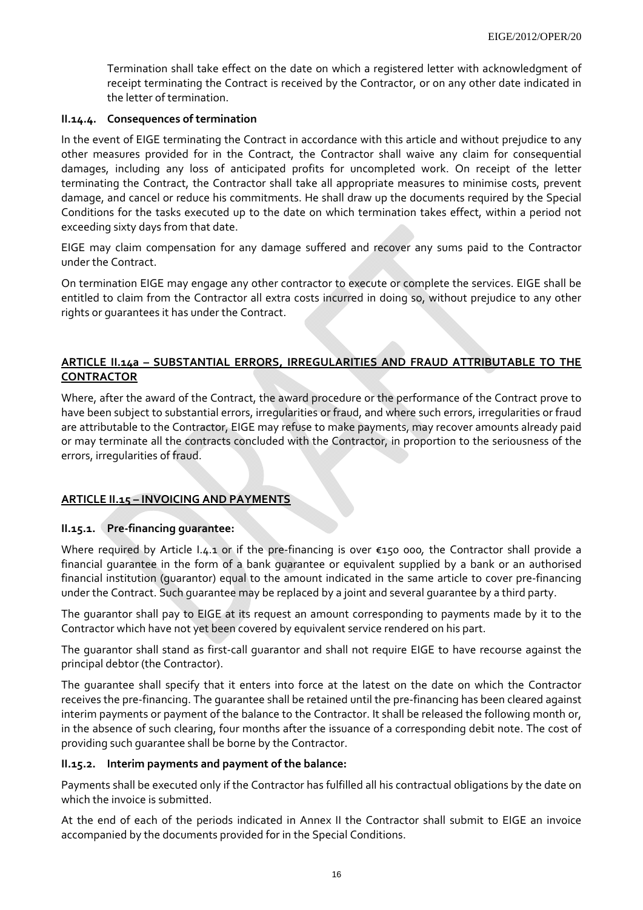Termination shall take effect on the date on which a registered letter with acknowledgment of receipt terminating the Contract is received by the Contractor, or on any other date indicated in the letter of termination.

### II.14.4. Consequences of termination

In the event of EIGE terminating the Contract in accordance with this article and without prejudice to any other measures provided for in the Contract, the Contractor shall waive any claim for consequential damages, including any loss of anticipated profits for uncompleted work. On receipt of the letter terminating the Contract, the Contractor shall take all appropriate measures to minimise costs, prevent damage, and cancel or reduce his commitments. He shall draw up the documents required by the Special Conditions for the tasks executed up to the date on which termination takes effect, within a period not exceeding sixty days from that date.

EIGE may claim compensation for any damage suffered and recover any sums paid to the Contractor under the Contract.

On termination EIGE may engage any other contractor to execute or complete the services. EIGE shall be entitled to claim from the Contractor all extra costs incurred in doing so, without prejudice to any other rights or guarantees it has under the Contract.

## ARTICLE II.14a – SUBSTANTIAL ERRORS, IRREGULARITIES AND FRAUD ATTRIBUTABLE TO THE CONTRACTOR

Where, after the award of the Contract, the award procedure or the performance of the Contract prove to have been subject to substantial errors, irregularities or fraud, and where such errors, irregularities or fraud are attributable to the Contractor, EIGE may refuse to make payments, may recover amounts already paid or may terminate all the contracts concluded with the Contractor, in proportion to the seriousness of the errors, irregularities of fraud.

## ARTICLE II.15 – INVOICING AND PAYMENTS

### II.15.1. Pre-financing guarantee:

Where required by Article I.4.1 or if the pre-financing is over €150 000, the Contractor shall provide a financial guarantee in the form of a bank guarantee or equivalent supplied by a bank or an authorised financial institution (guarantor) equal to the amount indicated in the same article to cover pre-financing under the Contract. Such guarantee may be replaced by a joint and several guarantee by a third party.

The guarantor shall pay to EIGE at its request an amount corresponding to payments made by it to the Contractor which have not yet been covered by equivalent service rendered on his part.

The guarantor shall stand as first-call guarantor and shall not require EIGE to have recourse against the principal debtor (the Contractor).

The guarantee shall specify that it enters into force at the latest on the date on which the Contractor receives the pre-financing. The guarantee shall be retained until the pre-financing has been cleared against interim payments or payment of the balance to the Contractor. It shall be released the following month or, in the absence of such clearing, four months after the issuance of a corresponding debit note. The cost of providing such guarantee shall be borne by the Contractor.

### II.15.2. Interim payments and payment of the balance:

Payments shall be executed only if the Contractor has fulfilled all his contractual obligations by the date on which the invoice is submitted.

At the end of each of the periods indicated in Annex II the Contractor shall submit to EIGE an invoice accompanied by the documents provided for in the Special Conditions.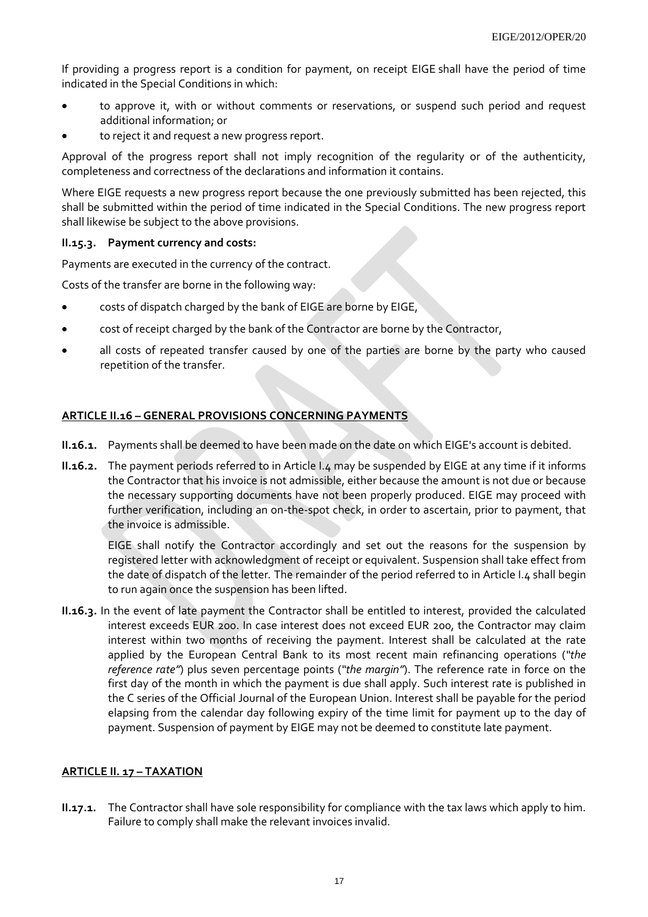If providing a progress report is a condition for payment, on receipt EIGE shall have the period of time indicated in the Special Conditions in which:

- to approve it, with or without comments or reservations, or suspend such period and request additional information; or
- to reject it and request a new progress report.

Approval of the progress report shall not imply recognition of the regularity or of the authenticity, completeness and correctness of the declarations and information it contains.

Where EIGE requests a new progress report because the one previously submitted has been rejected, this shall be submitted within the period of time indicated in the Special Conditions. The new progress report shall likewise be subject to the above provisions.

**II.15.3. Payment currency and costs:**

Payments are executed in the currency of the contract.

Costs of the transfer are borne in the following way:

- costs of dispatch charged by the bank of EIGE are borne by EIGE,
- cost of receipt charged by the bank of the Contractor are borne by the Contractor,
- all costs of repeated transfer caused by one of the parties are borne by the party who caused repetition of the transfer.

## ARTICLE II.16 – GENERAL PROVISIONS CONCERNING PAYMENTS

**II.16.1.** Payments shall be deemed to have been made on the date on which EIGE's account is debited.

**II.16.2.** The payment periods referred to in Article I.4 may be suspended by EIGE at any time if it informs the Contractor that his invoice is not admissible, either because the amount is not due or because the necessary supporting documents have not been properly produced. EIGE may proceed with further verification, including an on-the-spot check, in order to ascertain, prior to payment, that the invoice is admissible.

EIGE shall notify the Contractor accordingly and set out the reasons for the suspension by registered letter with acknowledgment of receipt or equivalent. Suspension shall take effect from the date of dispatch of the letter. The remainder of the period referred to in Article I.4 shall begin to run again once the suspension has been lifted.

**II.16.3.** In the event of late payment the Contractor shall be entitled to interest, provided the calculated interest exceeds EUR 200. In case interest does not exceed EUR 200, the Contractor may claim interest within two months of receiving the payment. Interest shall be calculated at the rate applied by the European Central Bank to its most recent main refinancing operations (*"the reference rate"*) plus seven percentage points (*"the margin"*). The reference rate in force on the first day of the month in which the payment is due shall apply. Such interest rate is published in the C series of the Official Journal of the European Union. Interest shall be payable for the period elapsing from the calendar day following expiry of the time limit for payment up to the day of payment. Suspension of payment by EIGE may not be deemed to constitute late payment.

## ARTICLE II. 17 – TAXATION

**II.17.1.** The Contractor shall have sole responsibility for compliance with the tax laws which apply to him. Failure to comply shall make the relevant invoices invalid.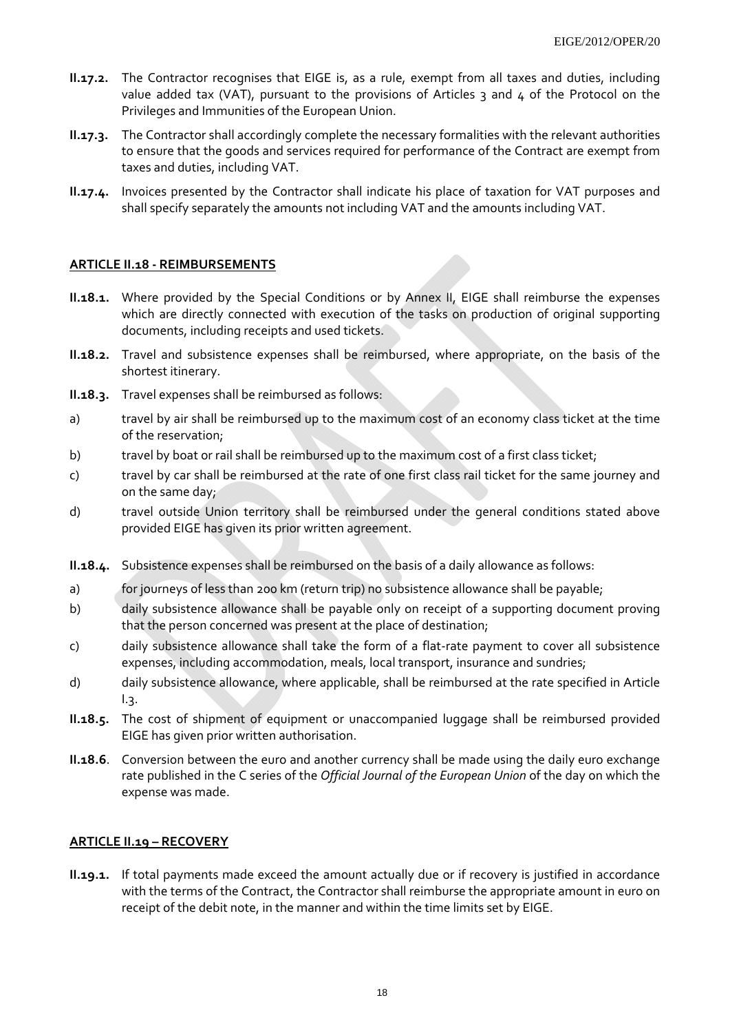**II.17.2.** The Contractor recognises that EIGE is, as a rule, exempt from all taxes and duties, including value added tax (VAT), pursuant to the provisions of Articles 3 and 4 of the Protocol on the Privileges and Immunities of the European Union.

**II.17.3.** The Contractor shall accordingly complete the necessary formalities with the relevant authorities to ensure that the goods and services required for performance of the Contract are exempt from taxes and duties, including VAT.

**II.17.4.** Invoices presented by the Contractor shall indicate his place of taxation for VAT purposes and shall specify separately the amounts not including VAT and the amounts including VAT.

## ARTICLE II.18 - REIMBURSEMENTS

**II.18.1.** Where provided by the Special Conditions or by Annex II, EIGE shall reimburse the expenses which are directly connected with execution of the tasks on production of original supporting documents, including receipts and used tickets.

**II.18.2.** Travel and subsistence expenses shall be reimbursed, where appropriate, on the basis of the shortest itinerary.

**II.18.3.** Travel expenses shall be reimbursed as follows:

a) travel by air shall be reimbursed up to the maximum cost of an economy class ticket at the time of the reservation;

b) travel by boat or rail shall be reimbursed up to the maximum cost of a first class ticket;

c) travel by car shall be reimbursed at the rate of one first class rail ticket for the same journey and on the same day;

d) travel outside Union territory shall be reimbursed under the general conditions stated above provided EIGE has given its prior written agreement.

**II.18.4.** Subsistence expenses shall be reimbursed on the basis of a daily allowance as follows:

a) for journeys of less than 200 km (return trip) no subsistence allowance shall be payable;

b) daily subsistence allowance shall be payable only on receipt of a supporting document proving that the person concerned was present at the place of destination;

c) daily subsistence allowance shall take the form of a flat-rate payment to cover all subsistence expenses, including accommodation, meals, local transport, insurance and sundries;

d) daily subsistence allowance, where applicable, shall be reimbursed at the rate specified in Article I.3.

**II.18.5.** The cost of shipment of equipment or unaccompanied luggage shall be reimbursed provided EIGE has given prior written authorisation.

**II.18.6**. Conversion between the euro and another currency shall be made using the daily euro exchange rate published in the C series of the *Official Journal of the European Union* of the day on which the expense was made.

## ARTICLE II.19 – RECOVERY

**II.19.1.** If total payments made exceed the amount actually due or if recovery is justified in accordance with the terms of the Contract, the Contractor shall reimburse the appropriate amount in euro on receipt of the debit note, in the manner and within the time limits set by EIGE.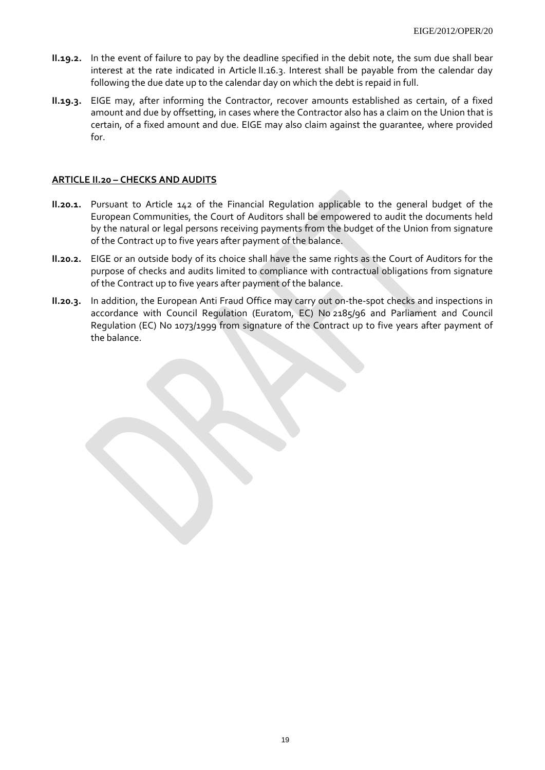**II.19.2.** In the event of failure to pay by the deadline specified in the debit note, the sum due shall bear interest at the rate indicated in Article II.16.3. Interest shall be payable from the calendar day following the due date up to the calendar day on which the debt is repaid in full.

**II.19.3.** EIGE may, after informing the Contractor, recover amounts established as certain, of a fixed amount and due by offsetting, in cases where the Contractor also has a claim on the Union that is certain, of a fixed amount and due. EIGE may also claim against the guarantee, where provided for.

## ARTICLE II.20 – CHECKS AND AUDITS

**II.20.1.** Pursuant to Article 142 of the Financial Regulation applicable to the general budget of the European Communities, the Court of Auditors shall be empowered to audit the documents held by the natural or legal persons receiving payments from the budget of the Union from signature of the Contract up to five years after payment of the balance.

**II.20.2.** EIGE or an outside body of its choice shall have the same rights as the Court of Auditors for the purpose of checks and audits limited to compliance with contractual obligations from signature of the Contract up to five years after payment of the balance.

**II.20.3.** In addition, the European Anti Fraud Office may carry out on-the-spot checks and inspections in accordance with Council Regulation (Euratom, EC) No 2185/96 and Parliament and Council Regulation (EC) No 1073/1999 from signature of the Contract up to five years after payment of the balance.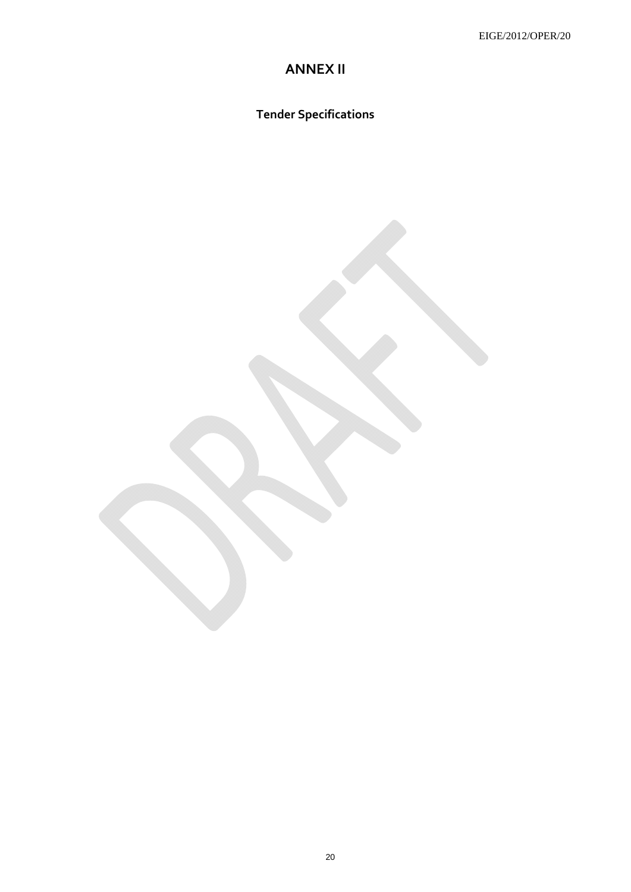# ANNEX II

## Tender Specifications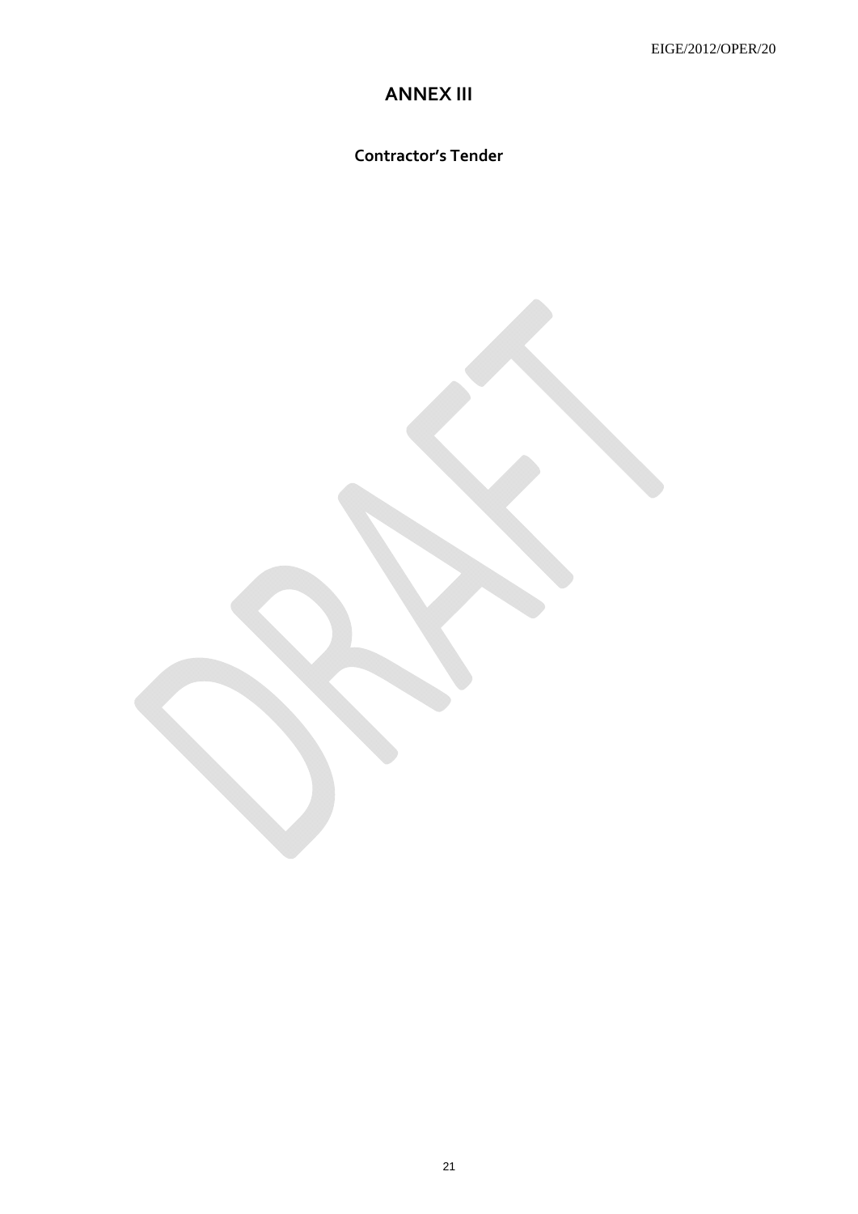# ANNEX III

## Contractor's Tender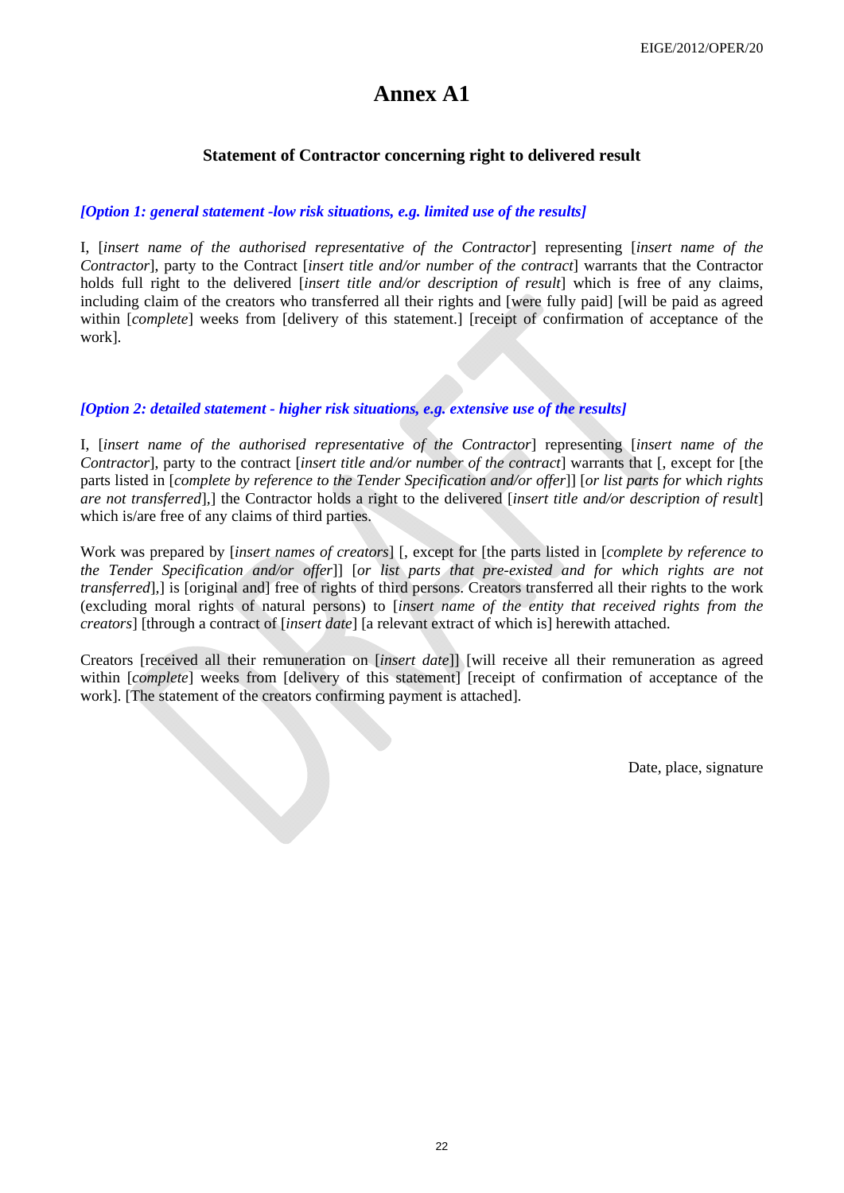# Annex A1

### Statement of Contractor concerning right to delivered result

***[Option 1: general statement -low risk situations, e.g. limited use of the results]***

I, [*insert name of the authorised representative of the Contractor*] representing [*insert name of the Contractor*], party to the Contract [*insert title and/or number of the contract*] warrants that the Contractor holds full right to the delivered [*insert title and/or description of result*] which is free of any claims, including claim of the creators who transferred all their rights and [were fully paid] [will be paid as agreed within [*complete*] weeks from [delivery of this statement.] [receipt of confirmation of acceptance of the work].

***[Option 2: detailed statement - higher risk situations, e.g. extensive use of the results]***

I, [*insert name of the authorised representative of the Contractor*] representing [*insert name of the Contractor*], party to the contract [*insert title and/or number of the contract*] warrants that [, except for [the parts listed in [*complete by reference to the Tender Specification and/or offer*]] [*or list parts for which rights are not transferred*],] the Contractor holds a right to the delivered [*insert title and/or description of result*] which is/are free of any claims of third parties.

Work was prepared by [*insert names of creators*] [, except for [the parts listed in [*complete by reference to the Tender Specification and/or offer*]] [*or list parts that pre-existed and for which rights are not transferred*],] is [original and] free of rights of third persons. Creators transferred all their rights to the work (excluding moral rights of natural persons) to [*insert name of the entity that received rights from the creators*] [through a contract of [*insert date*] [a relevant extract of which is] herewith attached.

Creators [received all their remuneration on [*insert date*]] [will receive all their remuneration as agreed within [*complete*] weeks from [delivery of this statement] [receipt of confirmation of acceptance of the work]. [The statement of the creators confirming payment is attached].

Date, place, signature